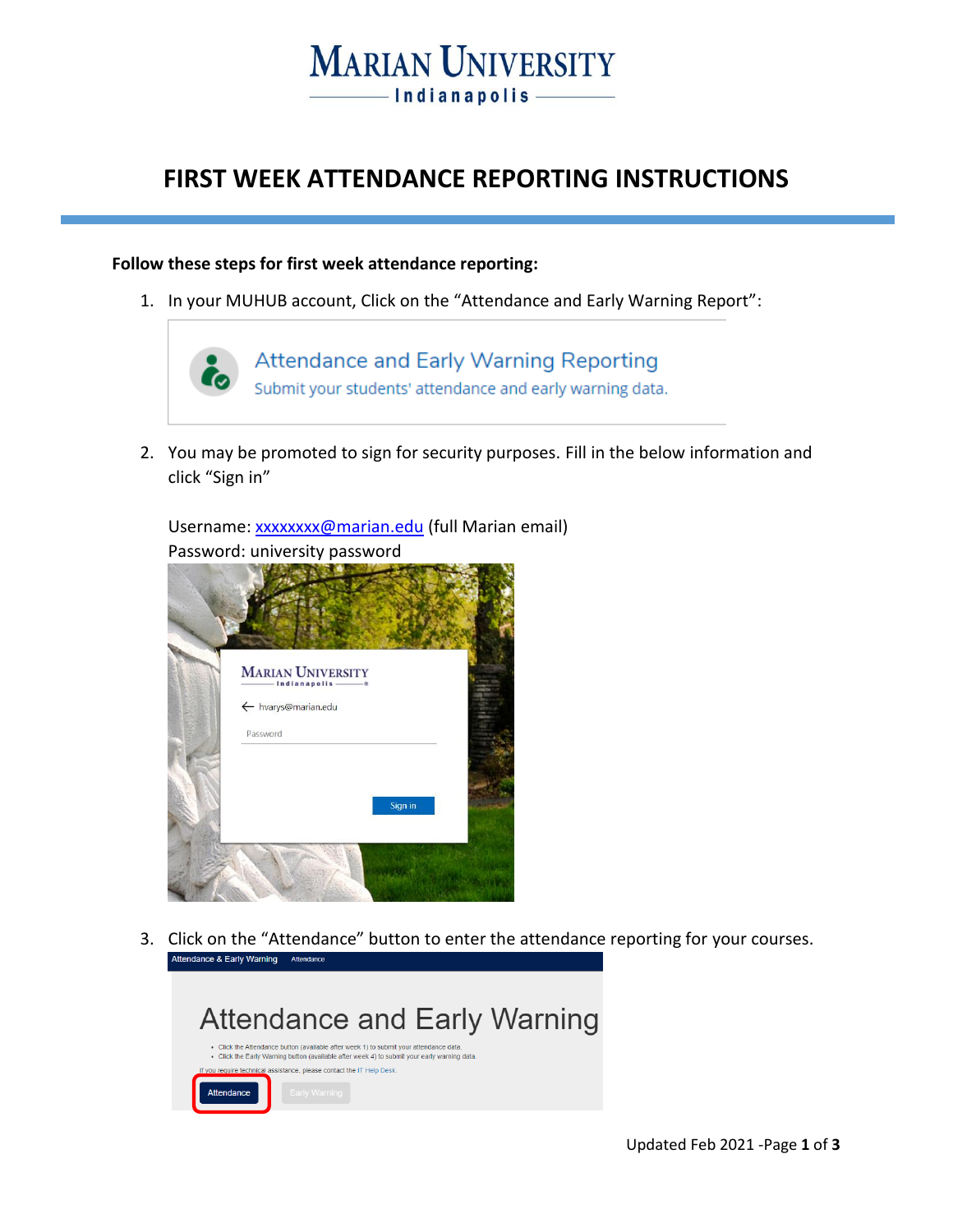# FIRST WEEK ATTENDANCE REPORTING INSTRUCTIONS

**Follow these steps for first week attendance reporting:**

1. In your MUHUB account, Click on the “Attendance and Early Warning Report”:

2. You may be promoted to sign for security purposes. Fill in the below information and click “Sign in”

   Username: xxxxxxxx@marian.edu (full Marian email)
   Password: university password

3. Click on the “Attendance” button to enter the attendance reporting for your courses.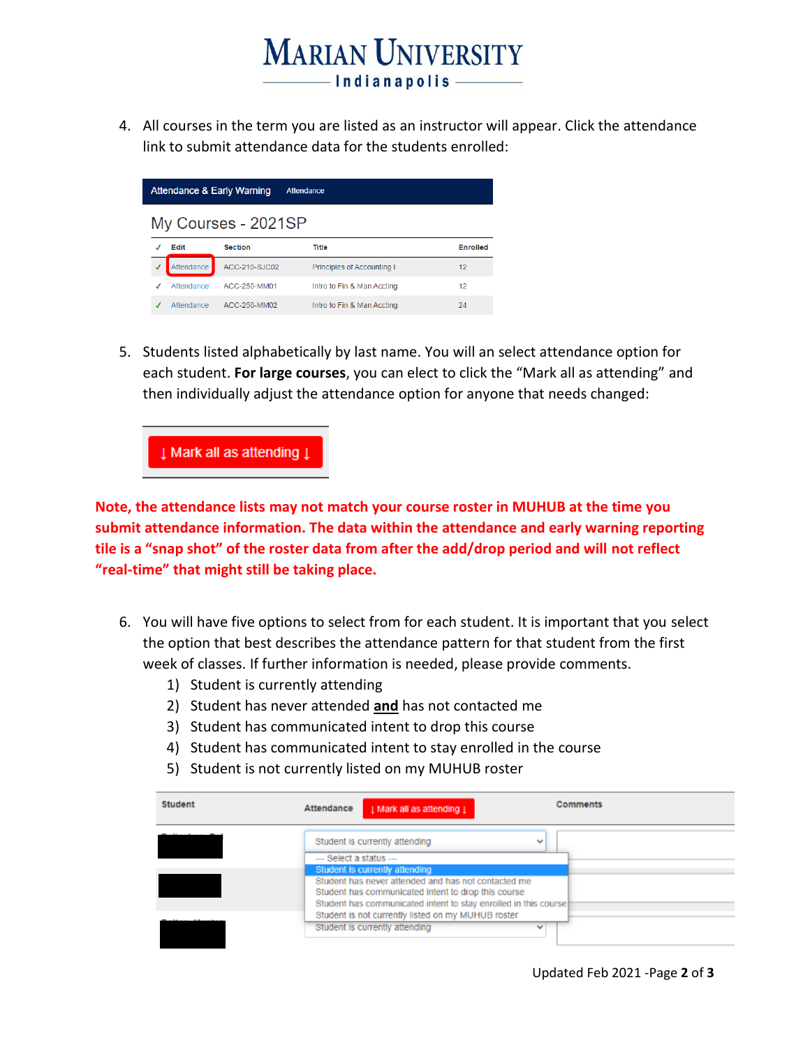4. All courses in the term you are listed as an instructor will appear. Click the attendance link to submit attendance data for the students enrolled:

Attendance & Early Warning    Attendance

My Courses - 2021SP

| ✓ | Edit | Section | Title | Enrolled |
|---|---|---|---|---|
| ✓ | Attendance | ACC-210-SJC02 | Principles of Accounting I | 12 |
| ✓ | Attendance | ACC-250-MM01 | Intro to Fin & Man Accting | 12 |
| ✓ | Attendance | ACC-250-MM02 | Intro to Fin & Man Accting | 24 |

5. Students listed alphabetically by last name. You will an select attendance option for each student. **For large courses**, you can elect to click the "Mark all as attending" and then individually adjust the attendance option for anyone that needs changed:

↓ Mark all as attending ↓

**Note, the attendance lists may not match your course roster in MUHUB at the time you submit attendance information. The data within the attendance and early warning reporting tile is a "snap shot" of the roster data from after the add/drop period and will not reflect "real-time" that might still be taking place.**

6. You will have five options to select from for each student. It is important that you select the option that best describes the attendance pattern for that student from the first week of classes. If further information is needed, please provide comments.
   1) Student is currently attending
   2) Student has never attended **and** has not contacted me
   3) Student has communicated intent to drop this course
   4) Student has communicated intent to stay enrolled in the course
   5) Student is not currently listed on my MUHUB roster

| Student | Attendance ↓ Mark all as attending ↓ | Comments |
|---|---|---|
| | Student is currently attending | |
| | | |
| | Student is currently attending | |

--- Select a status ---
Student is currently attending
Student has never attended and has not contacted me
Student has communicated intent to drop this course
Student has communicated intent to stay enrolled in this course
Student is not currently listed on my MUHUB roster

Updated Feb 2021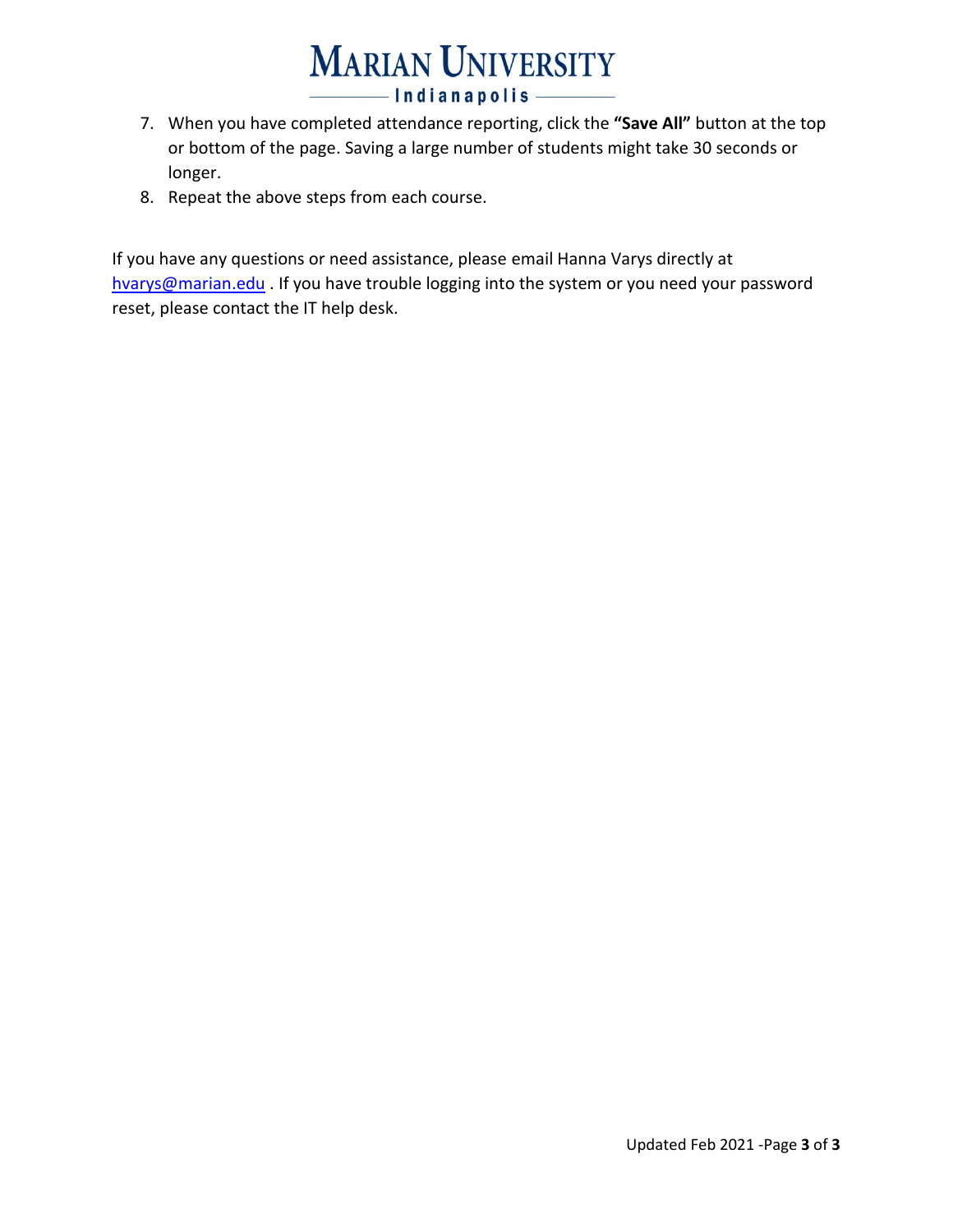7. When you have completed attendance reporting, click the **"Save All"** button at the top or bottom of the page. Saving a large number of students might take 30 seconds or longer.
8. Repeat the above steps from each course.

If you have any questions or need assistance, please email Hanna Varys directly at hvarys@marian.edu . If you have trouble logging into the system or you need your password reset, please contact the IT help desk.